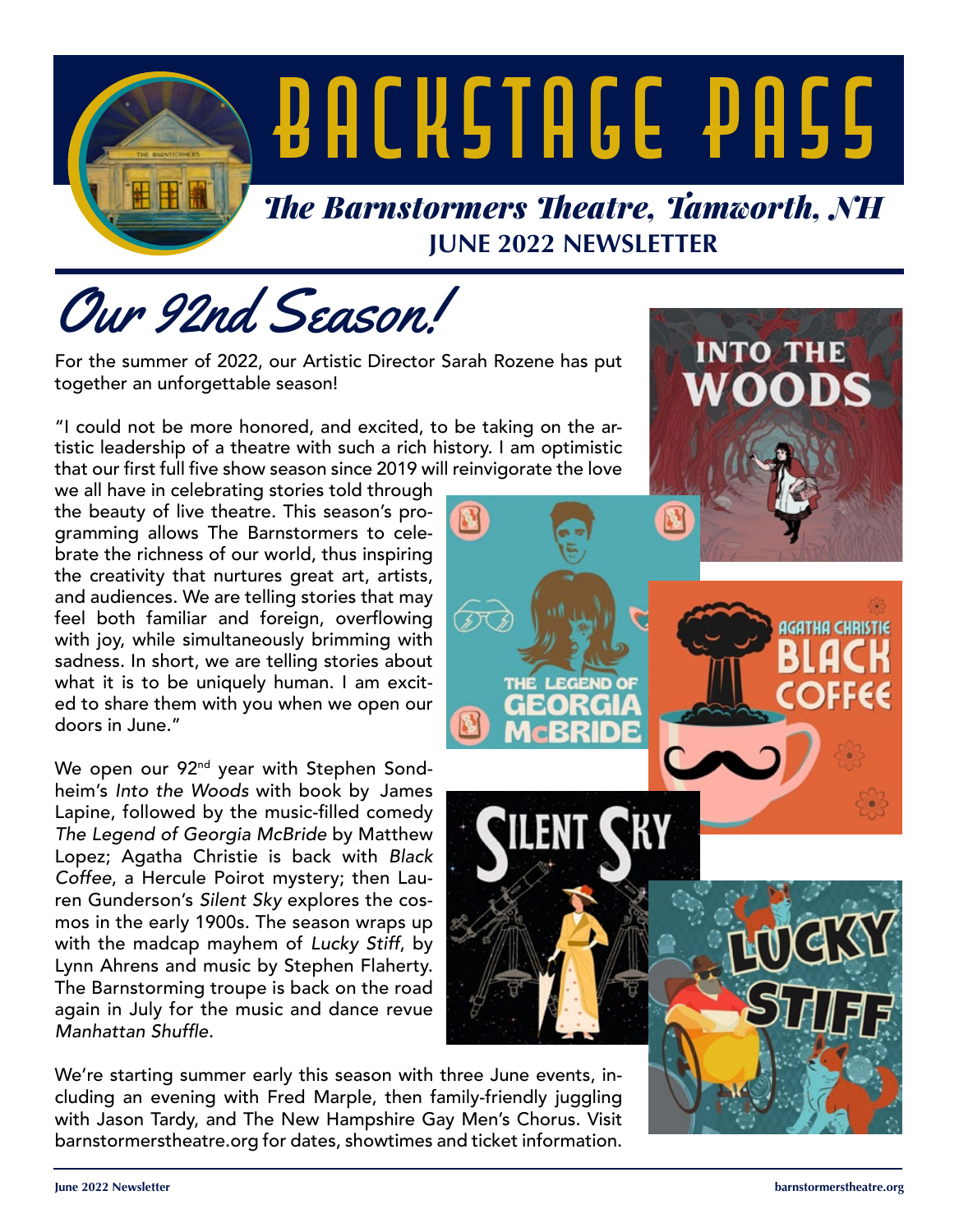# BACKSTAGE PASS

*The Barnstormers Theatre, Tamworth, NH*

**JUNE 2022 NEWSLETTER**

## *Our 92nd Season!*

For the summer of 2022, our Artistic Director Sarah Rozene has put together an unforgettable season!

"I could not be more honored, and excited, to be taking on the artistic leadership of a theatre with such a rich history. I am optimistic that our first full five show season since 2019 will reinvigorate the love we all have in celebrating stories told through the beauty of live theatre. This season's programming allows The Barnstormers to celebrate the richness of our world, thus inspiring the creativity that nurtures great art, artists, and audiences. We are telling stories that may feel both familiar and foreign, overflowing with joy, while simultaneously brimming with sadness. In short, we are telling stories about what it is to be uniquely human. I am excited to share them with you when we open our doors in June."

We open our 92nd year with Stephen Sondheim's *Into the Woods* with book by James Lapine, followed by the music-filled comedy *The Legend of Georgia McBride* by Matthew Lopez; Agatha Christie is back with *Black Coffee*, a Hercule Poirot mystery; then Lauren Gunderson's *Silent Sky* explores the cosmos in the early 1900s. The season wraps up with the madcap mayhem of *Lucky Stiff*, by Lynn Ahrens and music by Stephen Flaherty. The Barnstorming troupe is back on the road again in July for the music and dance revue *Manhattan Shuffle.*

We're starting summer early this season with three June events, including an evening with Fred Marple, then family-friendly juggling with Jason Tardy, and The New Hampshire Gay Men's Chorus. Visit barnstormerstheatre.org for dates, showtimes and ticket information.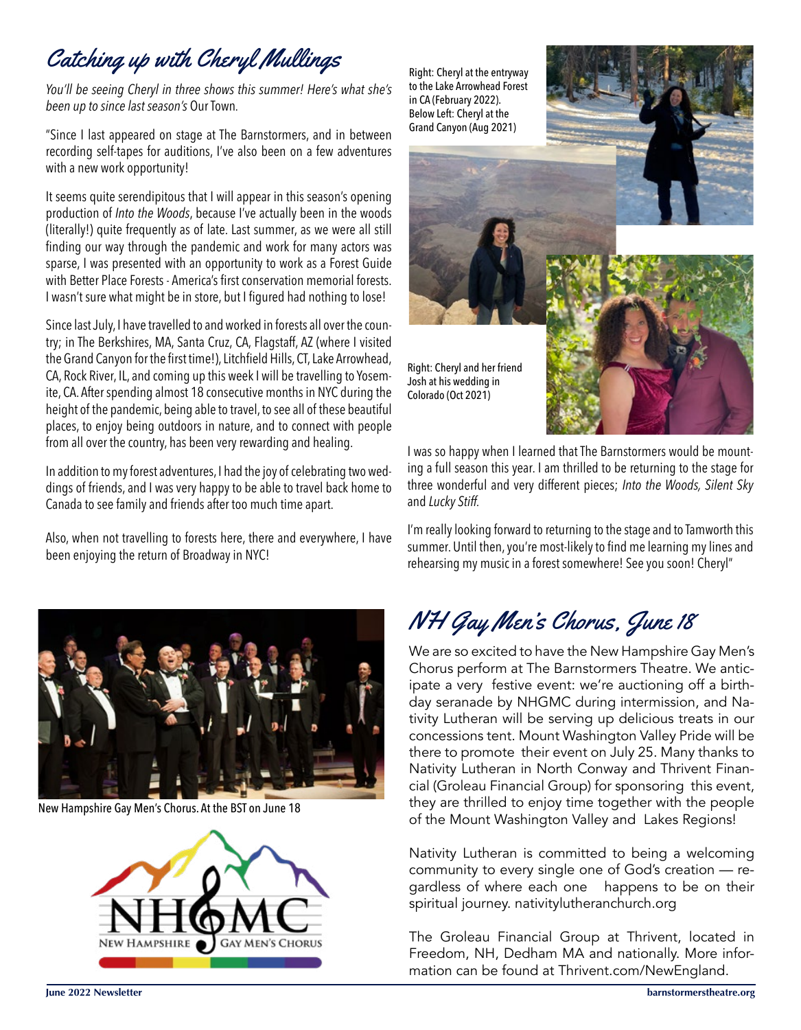## Catching up with Cheryl Mullings

*You'll be seeing Cheryl in three shows this summer! Here's what she's been up to since last season's* Our Town*.*

"Since I last appeared on stage at The Barnstormers, and in between recording self-tapes for auditions, I've also been on a few adventures with a new work opportunity!

It seems quite serendipitous that I will appear in this season's opening production of *Into the Woods*, because I've actually been in the woods (literally!) quite frequently as of late. Last summer, as we were all still finding our way through the pandemic and work for many actors was sparse, I was presented with an opportunity to work as a Forest Guide with Better Place Forests - America's first conservation memorial forests. I wasn't sure what might be in store, but I figured had nothing to lose!

Since last July, I have travelled to and worked in forests all over the country; in The Berkshires, MA, Santa Cruz, CA, Flagstaff, AZ (where I visited the Grand Canyon for the first time!), Litchfield Hills, CT, Lake Arrowhead, CA, Rock River, IL, and coming up this week I will be travelling to Yosemite, CA. After spending almost 18 consecutive months in NYC during the height of the pandemic, being able to travel, to see all of these beautiful places, to enjoy being outdoors in nature, and to connect with people from all over the country, has been very rewarding and healing.

In addition to my forest adventures, I had the joy of celebrating two weddings of friends, and I was very happy to be able to travel back home to Canada to see family and friends after too much time apart.

Also, when not travelling to forests here, there and everywhere, I have been enjoying the return of Broadway in NYC!

Right: Cheryl at the entryway to the Lake Arrowhead Forest in CA (February 2022). Below Left: Cheryl at the Grand Canyon (Aug 2021)

Right: Cheryl and her friend Josh at his wedding in Colorado (Oct 2021)

I was so happy when I learned that The Barnstormers would be mounting a full season this year. I am thrilled to be returning to the stage for three wonderful and very different pieces; *Into the Woods, Silent Sky* and *Lucky Stiff.*

I'm really looking forward to returning to the stage and to Tamworth this summer. Until then, you're most-likely to find me learning my lines and rehearsing my music in a forest somewhere! See you soon! Cheryl"

## NH Gay Men's Chorus, June 18

New Hampshire Gay Men's Chorus. At the BST on June 18

We are so excited to have the New Hampshire Gay Men's Chorus perform at The Barnstormers Theatre. We anticipate a very festive event: we're auctioning off a birthday seranade by NHGMC during intermission, and Nativity Lutheran will be serving up delicious treats in our concessions tent. Mount Washington Valley Pride will be there to promote their event on July 25. Many thanks to Nativity Lutheran in North Conway and Thrivent Financial (Groleau Financial Group) for sponsoring this event, they are thrilled to enjoy time together with the people of the Mount Washington Valley and Lakes Regions!

Nativity Lutheran is committed to being a welcoming community to every single one of God's creation — regardless of where each one happens to be on their spiritual journey. nativitylutheranchurch.org

The Groleau Financial Group at Thrivent, located in Freedom, NH, Dedham MA and nationally. More information can be found at Thrivent.com/NewEngland.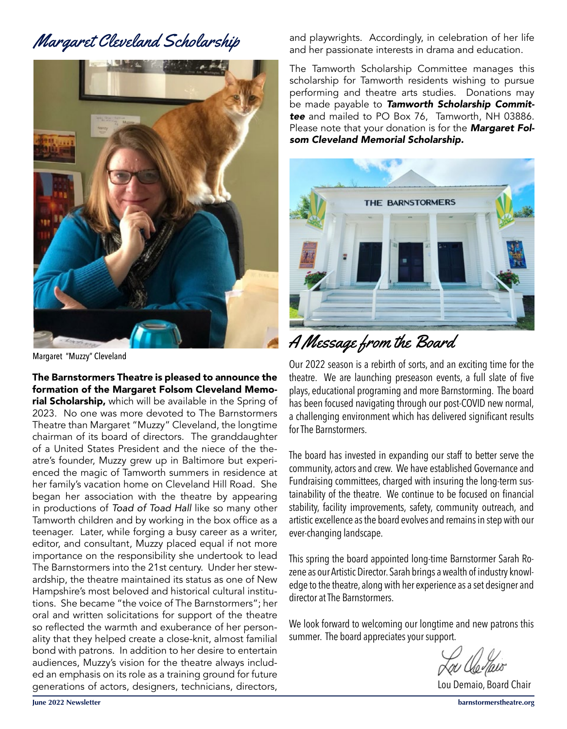## *Margaret Cleveland Scholarship*

Margaret "Muzzy" Cleveland

**The Barnstormers Theatre is pleased to announce the formation of the Margaret Folsom Cleveland Memorial Scholarship,** which will be available in the Spring of 2023. No one was more devoted to The Barnstormers Theatre than Margaret "Muzzy" Cleveland, the longtime chairman of its board of directors. The granddaughter of a United States President and the niece of the theatre's founder, Muzzy grew up in Baltimore but experienced the magic of Tamworth summers in residence at her family's vacation home on Cleveland Hill Road. She began her association with the theatre by appearing in productions of *Toad of Toad Hall* like so many other Tamworth children and by working in the box office as a teenager. Later, while forging a busy career as a writer, editor, and consultant, Muzzy placed equal if not more importance on the responsibility she undertook to lead The Barnstormers into the 21st century. Under her stewardship, the theatre maintained its status as one of New Hampshire's most beloved and historical cultural institutions. She became "the voice of The Barnstormers"; her oral and written solicitations for support of the theatre so reflected the warmth and exuberance of her personality that they helped create a close-knit, almost familial bond with patrons. In addition to her desire to entertain audiences, Muzzy's vision for the theatre always included an emphasis on its role as a training ground for future generations of actors, designers, technicians, directors, and playwrights. Accordingly, in celebration of her life and her passionate interests in drama and education.

The Tamworth Scholarship Committee manages this scholarship for Tamworth residents wishing to pursue performing and theatre arts studies. Donations may be made payable to ***Tamworth Scholarship Committee*** and mailed to PO Box 76, Tamworth, NH 03886. Please note that your donation is for the ***Margaret Folsom Cleveland Memorial Scholarship.***

## *A Message from the Board*

Our 2022 season is a rebirth of sorts, and an exciting time for the theatre. We are launching preseason events, a full slate of five plays, educational programing and more Barnstorming. The board has been focused navigating through our post-COVID new normal, a challenging environment which has delivered significant results for The Barnstormers.

The board has invested in expanding our staff to better serve the community, actors and crew. We have established Governance and Fundraising committees, charged with insuring the long-term sustainability of the theatre. We continue to be focused on financial stability, facility improvements, safety, community outreach, and artistic excellence as the board evolves and remains in step with our ever-changing landscape.

This spring the board appointed long-time Barnstormer Sarah Rozene as our Artistic Director. Sarah brings a wealth of industry knowledge to the theatre, along with her experience as a set designer and director at The Barnstormers.

We look forward to welcoming our longtime and new patrons this summer. The board appreciates your support.

Lou Demaio, Board Chair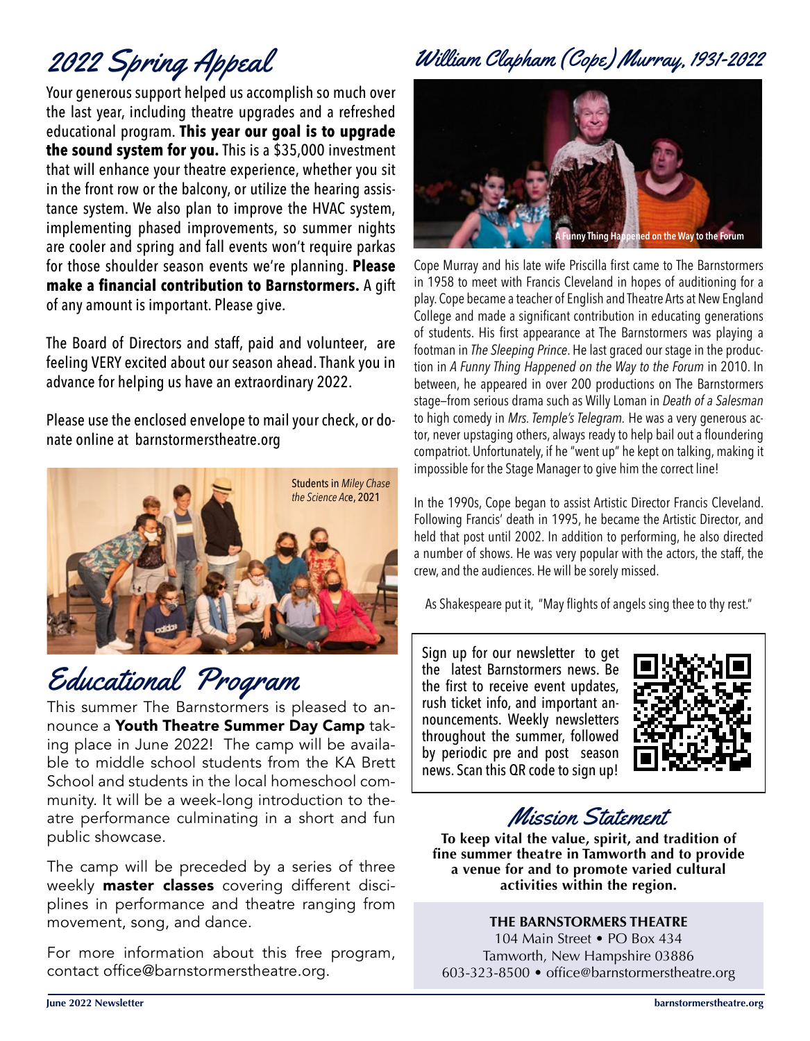# 2022 Spring Appeal

Your generous support helped us accomplish so much over the last year, including theatre upgrades and a refreshed educational program. **This year our goal is to upgrade the sound system for you.** This is a $35,000 investment that will enhance your theatre experience, whether you sit in the front row or the balcony, or utilize the hearing assistance system. We also plan to improve the HVAC system, implementing phased improvements, so summer nights are cooler and spring and fall events won't require parkas for those shoulder season events we're planning. **Please make a financial contribution to Barnstormers.** A gift of any amount is important. Please give.

The Board of Directors and staff, paid and volunteer, are feeling VERY excited about our season ahead. Thank you in advance for helping us have an extraordinary 2022.

Please use the enclosed envelope to mail your check, or donate online at barnstormerstheatre.org

Students in *Miley Chase the Science Ace*, 2021

# Educational Program

This summer The Barnstormers is pleased to announce a **Youth Theatre Summer Day Camp** taking place in June 2022! The camp will be available to middle school students from the KA Brett School and students in the local homeschool community. It will be a week-long introduction to theatre performance culminating in a short and fun public showcase.

The camp will be preceded by a series of three weekly **master classes** covering different disciplines in performance and theatre ranging from movement, song, and dance.

For more information about this free program, contact office@barnstormerstheatre.org.

# William Clapham (Cope) Murray, 1931-2022

A Funny Thing Happened on the Way to the Forum

Cope Murray and his late wife Priscilla first came to The Barnstormers in 1958 to meet with Francis Cleveland in hopes of auditioning for a play. Cope became a teacher of English and Theatre Arts at New England College and made a significant contribution in educating generations of students. His first appearance at The Barnstormers was playing a footman in *The Sleeping Prince*. He last graced our stage in the production in *A Funny Thing Happened on the Way to the Forum* in 2010. In between, he appeared in over 200 productions on The Barnstormers stage—from serious drama such as Willy Loman in *Death of a Salesman* to high comedy in *Mrs. Temple's Telegram.* He was a very generous actor, never upstaging others, always ready to help bail out a floundering compatriot. Unfortunately, if he "went up" he kept on talking, making it impossible for the Stage Manager to give him the correct line!

In the 1990s, Cope began to assist Artistic Director Francis Cleveland. Following Francis' death in 1995, he became the Artistic Director, and held that post until 2002. In addition to performing, he also directed a number of shows. He was very popular with the actors, the staff, the crew, and the audiences. He will be sorely missed.

As Shakespeare put it, "May flights of angels sing thee to thy rest."

Sign up for our newsletter to get the latest Barnstormers news. Be the first to receive event updates, rush ticket info, and important announcements. Weekly newsletters throughout the summer, followed by periodic pre and post season news. Scan this QR code to sign up!

# Mission Statement

**To keep vital the value, spirit, and tradition of fine summer theatre in Tamworth and to provide a venue for and to promote varied cultural activities within the region.**

**THE BARNSTORMERS THEATRE**
104 Main Street • PO Box 434
Tamworth, New Hampshire 03886
603-323-8500 • office@barnstormerstheatre.org